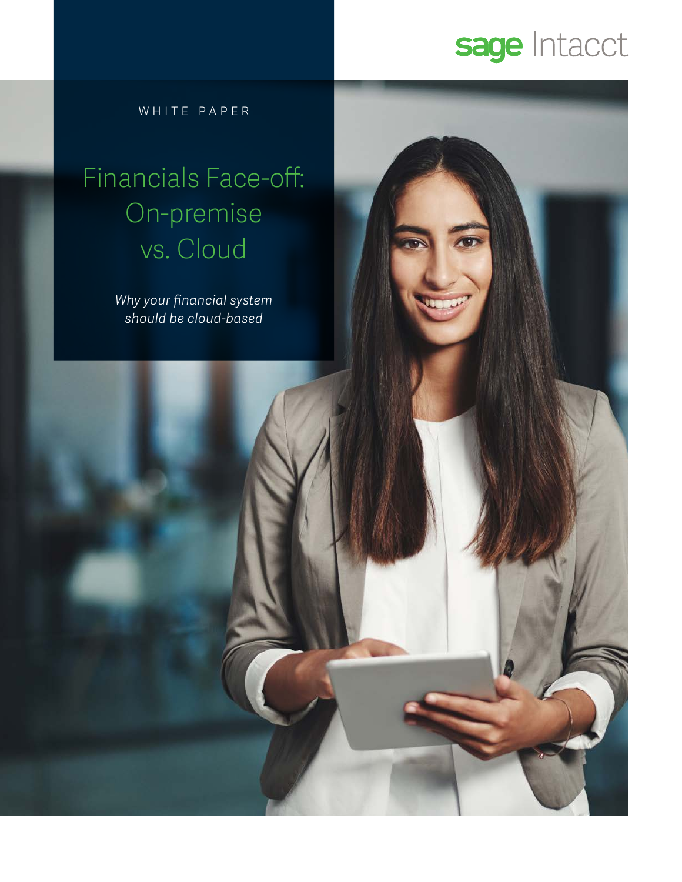sage Intacct

WHITE PAPER

# Financials Face-off: On-premise vs. Cloud

*Why your financial system should be cloud-based*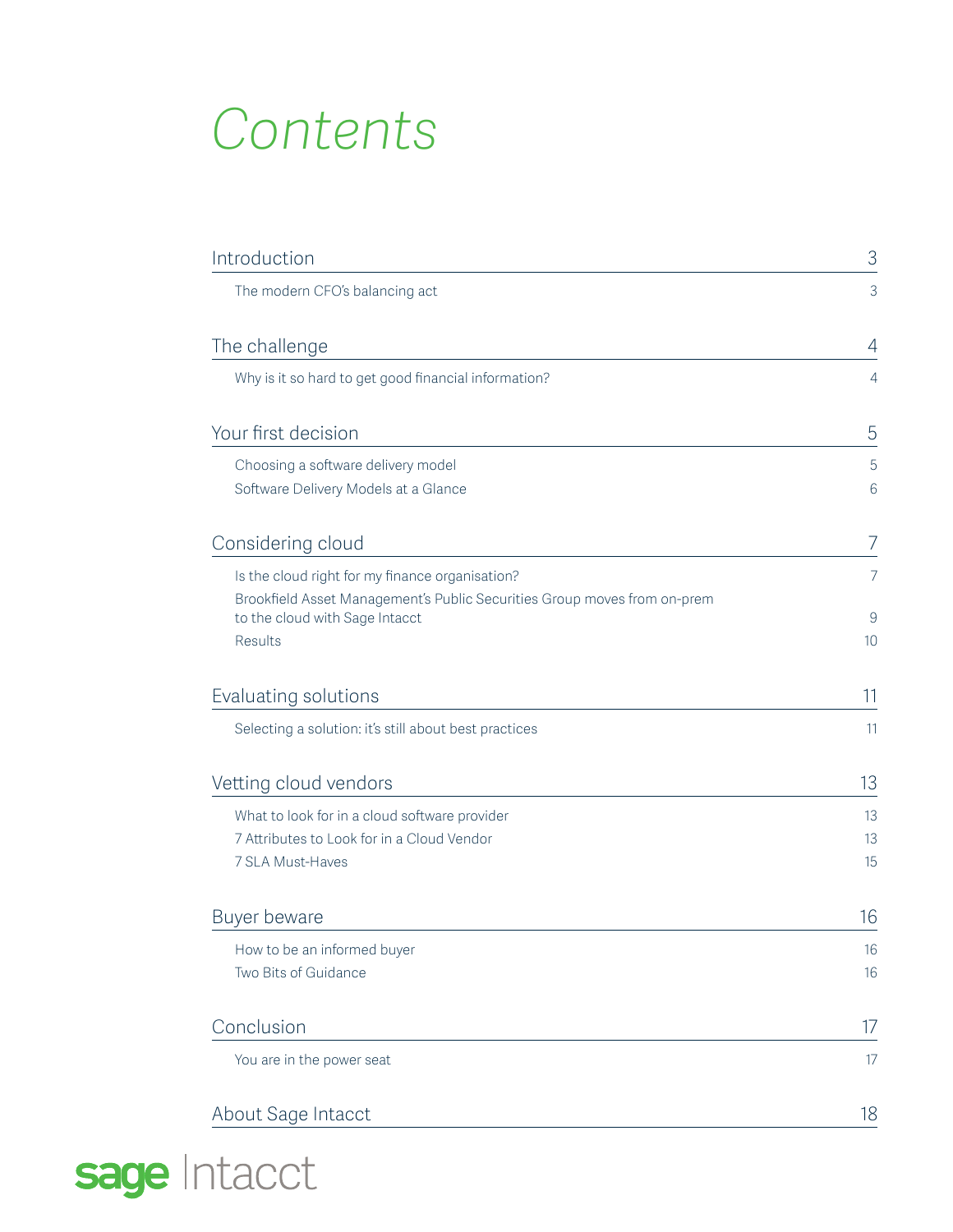# Contents

| | |
|---|---|
| **Introduction** | **3** |
| The modern CFO's balancing act | 3 |
| **The challenge** | **4** |
| Why is it so hard to get good financial information? | 4 |
| **Your first decision** | **5** |
| Choosing a software delivery model | 5 |
| Software Delivery Models at a Glance | 6 |
| **Considering cloud** | **7** |
| Is the cloud right for my finance organisation? | 7 |
| Brookfield Asset Management's Public Securities Group moves from on-prem to the cloud with Sage Intacct | 9 |
| Results | 10 |
| **Evaluating solutions** | **11** |
| Selecting a solution: it's still about best practices | 11 |
| **Vetting cloud vendors** | **13** |
| What to look for in a cloud software provider | 13 |
| 7 Attributes to Look for in a Cloud Vendor | 13 |
| 7 SLA Must-Haves | 15 |
| **Buyer beware** | **16** |
| How to be an informed buyer | 16 |
| Two Bits of Guidance | 16 |
| **Conclusion** | **17** |
| You are in the power seat | 17 |
| **About Sage Intacct** | **18** |

sage Intacct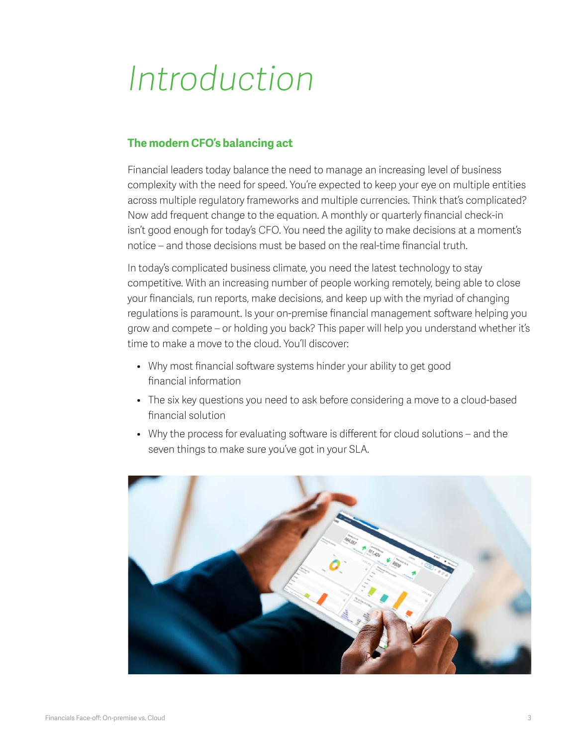# Introduction

## The modern CFO's balancing act

Financial leaders today balance the need to manage an increasing level of business complexity with the need for speed. You're expected to keep your eye on multiple entities across multiple regulatory frameworks and multiple currencies. Think that's complicated? Now add frequent change to the equation. A monthly or quarterly financial check-in isn't good enough for today's CFO. You need the agility to make decisions at a moment's notice – and those decisions must be based on the real-time financial truth.

In today's complicated business climate, you need the latest technology to stay competitive. With an increasing number of people working remotely, being able to close your financials, run reports, make decisions, and keep up with the myriad of changing regulations is paramount. Is your on-premise financial management software helping you grow and compete – or holding you back? This paper will help you understand whether it's time to make a move to the cloud. You'll discover:

- Why most financial software systems hinder your ability to get good financial information
- The six key questions you need to ask before considering a move to a cloud-based financial solution
- Why the process for evaluating software is different for cloud solutions – and the seven things to make sure you've got in your SLA.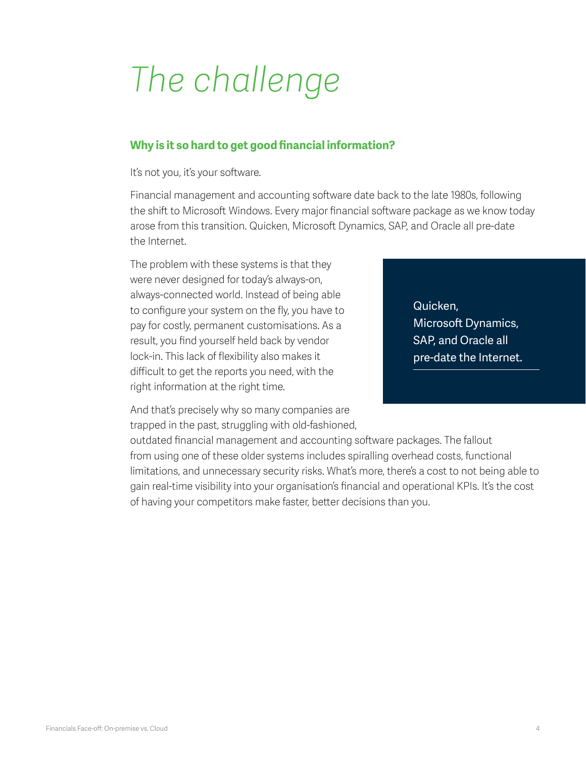# The challenge

## Why is it so hard to get good financial information?

It's not you, it's your software.

Financial management and accounting software date back to the late 1980s, following the shift to Microsoft Windows. Every major financial software package as we know today arose from this transition. Quicken, Microsoft Dynamics, SAP, and Oracle all pre-date the Internet.

The problem with these systems is that they were never designed for today's always-on, always-connected world. Instead of being able to configure your system on the fly, you have to pay for costly, permanent customisations. As a result, you find yourself held back by vendor lock-in. This lack of flexibility also makes it difficult to get the reports you need, with the right information at the right time.

> Quicken, Microsoft Dynamics, SAP, and Oracle all pre-date the Internet.

And that's precisely why so many companies are trapped in the past, struggling with old-fashioned, outdated financial management and accounting software packages. The fallout from using one of these older systems includes spiralling overhead costs, functional limitations, and unnecessary security risks. What's more, there's a cost to not being able to gain real-time visibility into your organisation's financial and operational KPIs. It's the cost of having your competitors make faster, better decisions than you.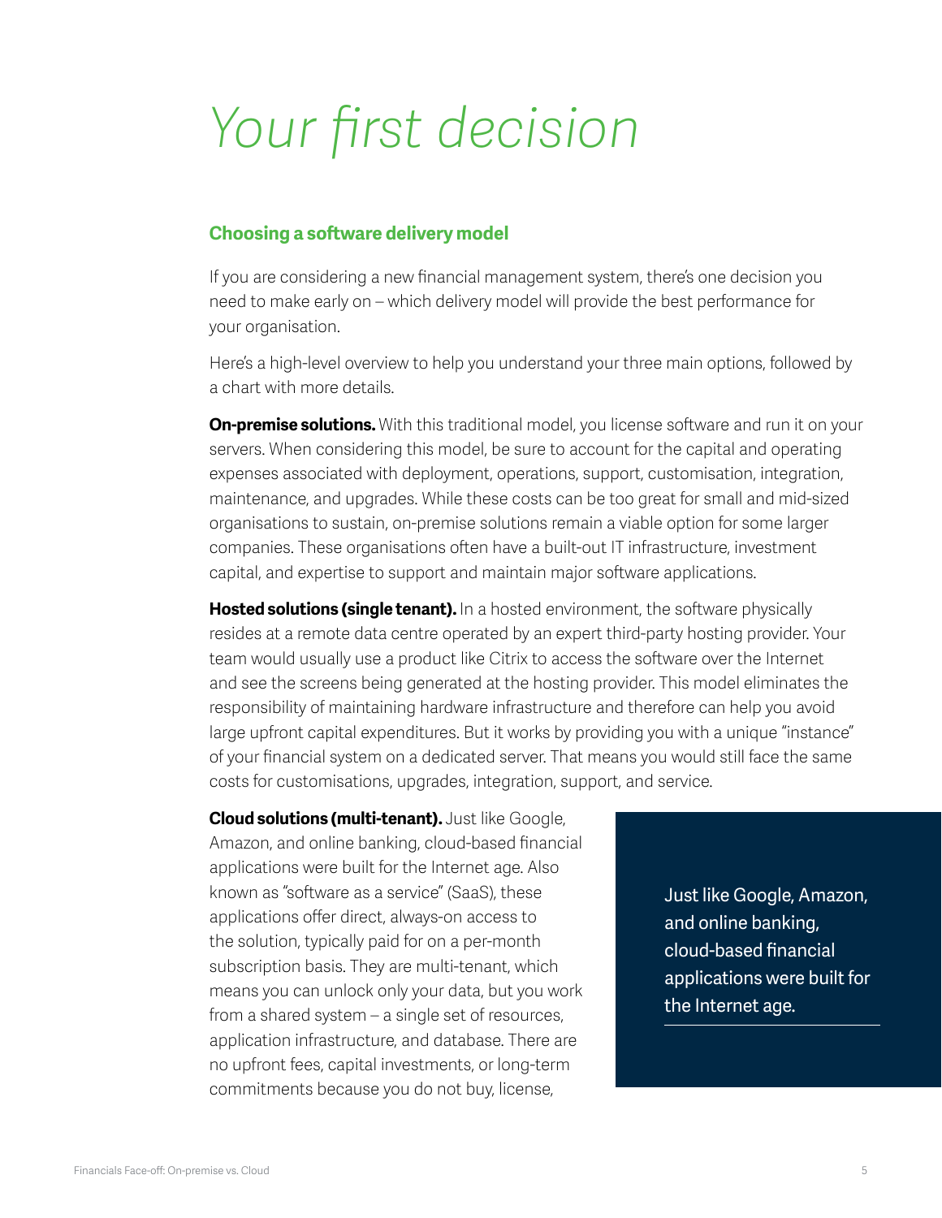# Your first decision

### Choosing a software delivery model

If you are considering a new financial management system, there's one decision you need to make early on – which delivery model will provide the best performance for your organisation.

Here's a high-level overview to help you understand your three main options, followed by a chart with more details.

**On-premise solutions.** With this traditional model, you license software and run it on your servers. When considering this model, be sure to account for the capital and operating expenses associated with deployment, operations, support, customisation, integration, maintenance, and upgrades. While these costs can be too great for small and mid-sized organisations to sustain, on-premise solutions remain a viable option for some larger companies. These organisations often have a built-out IT infrastructure, investment capital, and expertise to support and maintain major software applications.

**Hosted solutions (single tenant).** In a hosted environment, the software physically resides at a remote data centre operated by an expert third-party hosting provider. Your team would usually use a product like Citrix to access the software over the Internet and see the screens being generated at the hosting provider. This model eliminates the responsibility of maintaining hardware infrastructure and therefore can help you avoid large upfront capital expenditures. But it works by providing you with a unique "instance" of your financial system on a dedicated server. That means you would still face the same costs for customisations, upgrades, integration, support, and service.

**Cloud solutions (multi-tenant).** Just like Google, Amazon, and online banking, cloud-based financial applications were built for the Internet age. Also known as "software as a service" (SaaS), these applications offer direct, always-on access to the solution, typically paid for on a per-month subscription basis. They are multi-tenant, which means you can unlock only your data, but you work from a shared system – a single set of resources, application infrastructure, and database. There are no upfront fees, capital investments, or long-term commitments because you do not buy, license,

> Just like Google, Amazon, and online banking, cloud-based financial applications were built for the Internet age.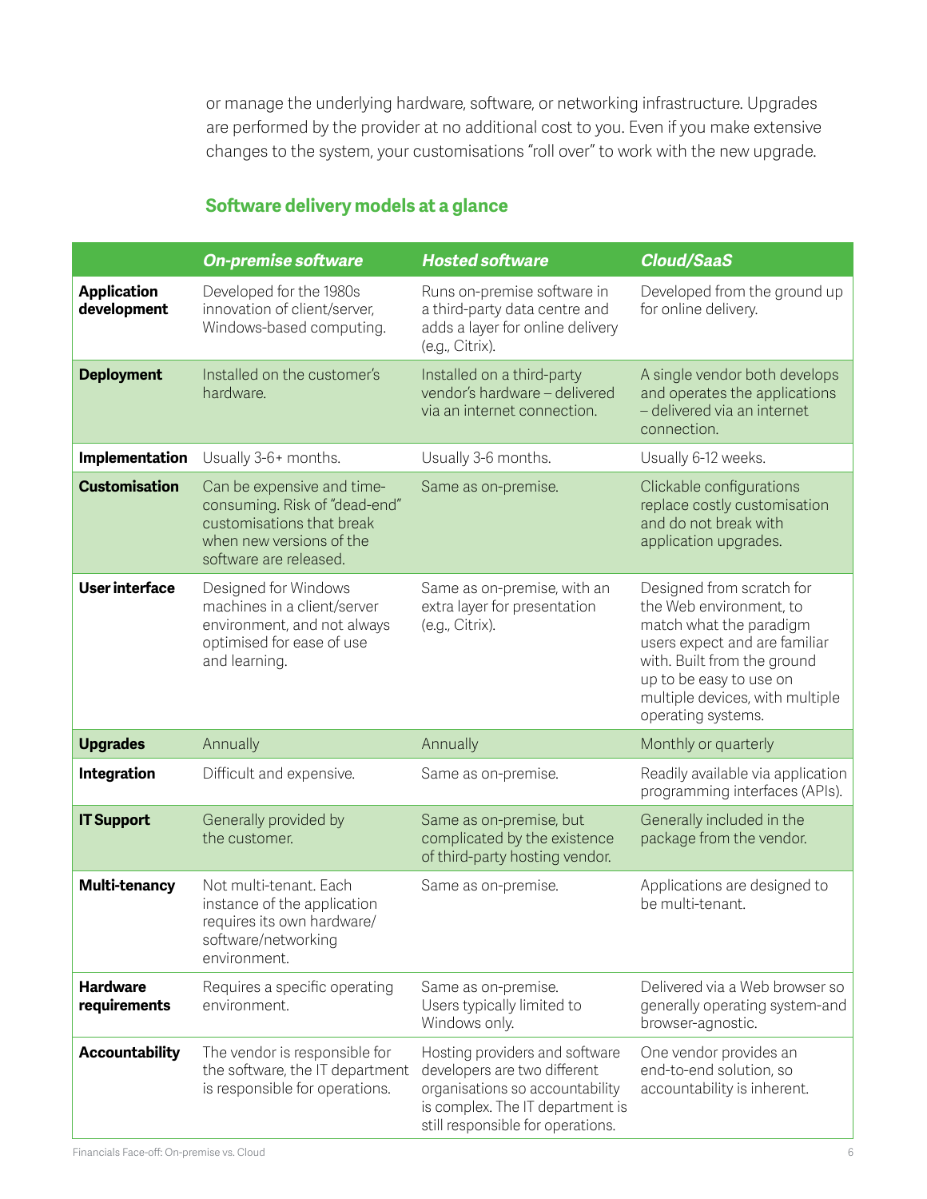or manage the underlying hardware, software, or networking infrastructure. Upgrades are performed by the provider at no additional cost to you. Even if you make extensive changes to the system, your customisations "roll over" to work with the new upgrade.

## Software delivery models at a glance

| | *On-premise software* | *Hosted software* | *Cloud/SaaS* |
|---|---|---|---|
| **Application development** | Developed for the 1980s innovation of client/server, Windows-based computing. | Runs on-premise software in a third-party data centre and adds a layer for online delivery (e.g., Citrix). | Developed from the ground up for online delivery. |
| **Deployment** | Installed on the customer's hardware. | Installed on a third-party vendor's hardware – delivered via an internet connection. | A single vendor both develops and operates the applications – delivered via an internet connection. |
| **Implementation** | Usually 3-6+ months. | Usually 3-6 months. | Usually 6-12 weeks. |
| **Customisation** | Can be expensive and time-consuming. Risk of "dead-end" customisations that break when new versions of the software are released. | Same as on-premise. | Clickable configurations replace costly customisation and do not break with application upgrades. |
| **User interface** | Designed for Windows machines in a client/server environment, and not always optimised for ease of use and learning. | Same as on-premise, with an extra layer for presentation (e.g., Citrix). | Designed from scratch for the Web environment, to match what the paradigm users expect and are familiar with. Built from the ground up to be easy to use on multiple devices, with multiple operating systems. |
| **Upgrades** | Annually | Annually | Monthly or quarterly |
| **Integration** | Difficult and expensive. | Same as on-premise. | Readily available via application programming interfaces (APIs). |
| **IT Support** | Generally provided by the customer. | Same as on-premise, but complicated by the existence of third-party hosting vendor. | Generally included in the package from the vendor. |
| **Multi-tenancy** | Not multi-tenant. Each instance of the application requires its own hardware/software/networking environment. | Same as on-premise. | Applications are designed to be multi-tenant. |
| **Hardware requirements** | Requires a specific operating environment. | Same as on-premise. Users typically limited to Windows only. | Delivered via a Web browser so generally operating system-and browser-agnostic. |
| **Accountability** | The vendor is responsible for the software, the IT department is responsible for operations. | Hosting providers and software developers are two different organisations so accountability is complex. The IT department is still responsible for operations. | One vendor provides an end-to-end solution, so accountability is inherent. |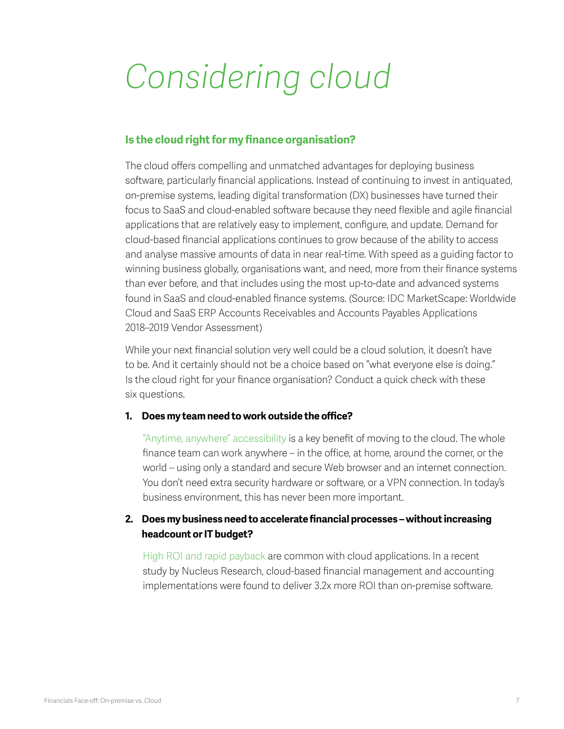# Considering cloud

## Is the cloud right for my finance organisation?

The cloud offers compelling and unmatched advantages for deploying business software, particularly financial applications. Instead of continuing to invest in antiquated, on-premise systems, leading digital transformation (DX) businesses have turned their focus to SaaS and cloud-enabled software because they need flexible and agile financial applications that are relatively easy to implement, configure, and update. Demand for cloud-based financial applications continues to grow because of the ability to access and analyse massive amounts of data in near real-time. With speed as a guiding factor to winning business globally, organisations want, and need, more from their finance systems than ever before, and that includes using the most up-to-date and advanced systems found in SaaS and cloud-enabled finance systems. (Source: IDC MarketScape: Worldwide Cloud and SaaS ERP Accounts Receivables and Accounts Payables Applications 2018–2019 Vendor Assessment)

While your next financial solution very well could be a cloud solution, it doesn't have to be. And it certainly should not be a choice based on "what everyone else is doing." Is the cloud right for your finance organisation? Conduct a quick check with these six questions.

1. **Does my team need to work outside the office?**

   "Anytime, anywhere" accessibility is a key benefit of moving to the cloud. The whole finance team can work anywhere – in the office, at home, around the corner, or the world – using only a standard and secure Web browser and an internet connection. You don't need extra security hardware or software, or a VPN connection. In today's business environment, this has never been more important.

2. **Does my business need to accelerate financial processes – without increasing headcount or IT budget?**

   High ROI and rapid payback are common with cloud applications. In a recent study by Nucleus Research, cloud-based financial management and accounting implementations were found to deliver 3.2x more ROI than on-premise software.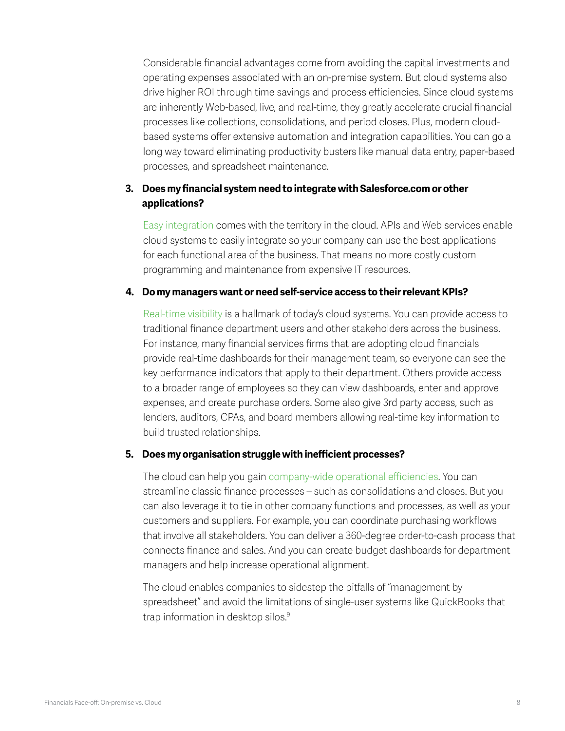Considerable financial advantages come from avoiding the capital investments and operating expenses associated with an on-premise system. But cloud systems also drive higher ROI through time savings and process efficiencies. Since cloud systems are inherently Web-based, live, and real-time, they greatly accelerate crucial financial processes like collections, consolidations, and period closes. Plus, modern cloud-based systems offer extensive automation and integration capabilities. You can go a long way toward eliminating productivity busters like manual data entry, paper-based processes, and spreadsheet maintenance.

3. **Does my financial system need to integrate with Salesforce.com or other applications?**

   Easy integration comes with the territory in the cloud. APIs and Web services enable cloud systems to easily integrate so your company can use the best applications for each functional area of the business. That means no more costly custom programming and maintenance from expensive IT resources.

4. **Do my managers want or need self-service access to their relevant KPIs?**

   Real-time visibility is a hallmark of today's cloud systems. You can provide access to traditional finance department users and other stakeholders across the business. For instance, many financial services firms that are adopting cloud financials provide real-time dashboards for their management team, so everyone can see the key performance indicators that apply to their department. Others provide access to a broader range of employees so they can view dashboards, enter and approve expenses, and create purchase orders. Some also give 3rd party access, such as lenders, auditors, CPAs, and board members allowing real-time key information to build trusted relationships.

5. **Does my organisation struggle with inefficient processes?**

   The cloud can help you gain company-wide operational efficiencies. You can streamline classic finance processes – such as consolidations and closes. But you can also leverage it to tie in other company functions and processes, as well as your customers and suppliers. For example, you can coordinate purchasing workflows that involve all stakeholders. You can deliver a 360-degree order-to-cash process that connects finance and sales. And you can create budget dashboards for department managers and help increase operational alignment.

   The cloud enables companies to sidestep the pitfalls of "management by spreadsheet" and avoid the limitations of single-user systems like QuickBooks that trap information in desktop silos.[9]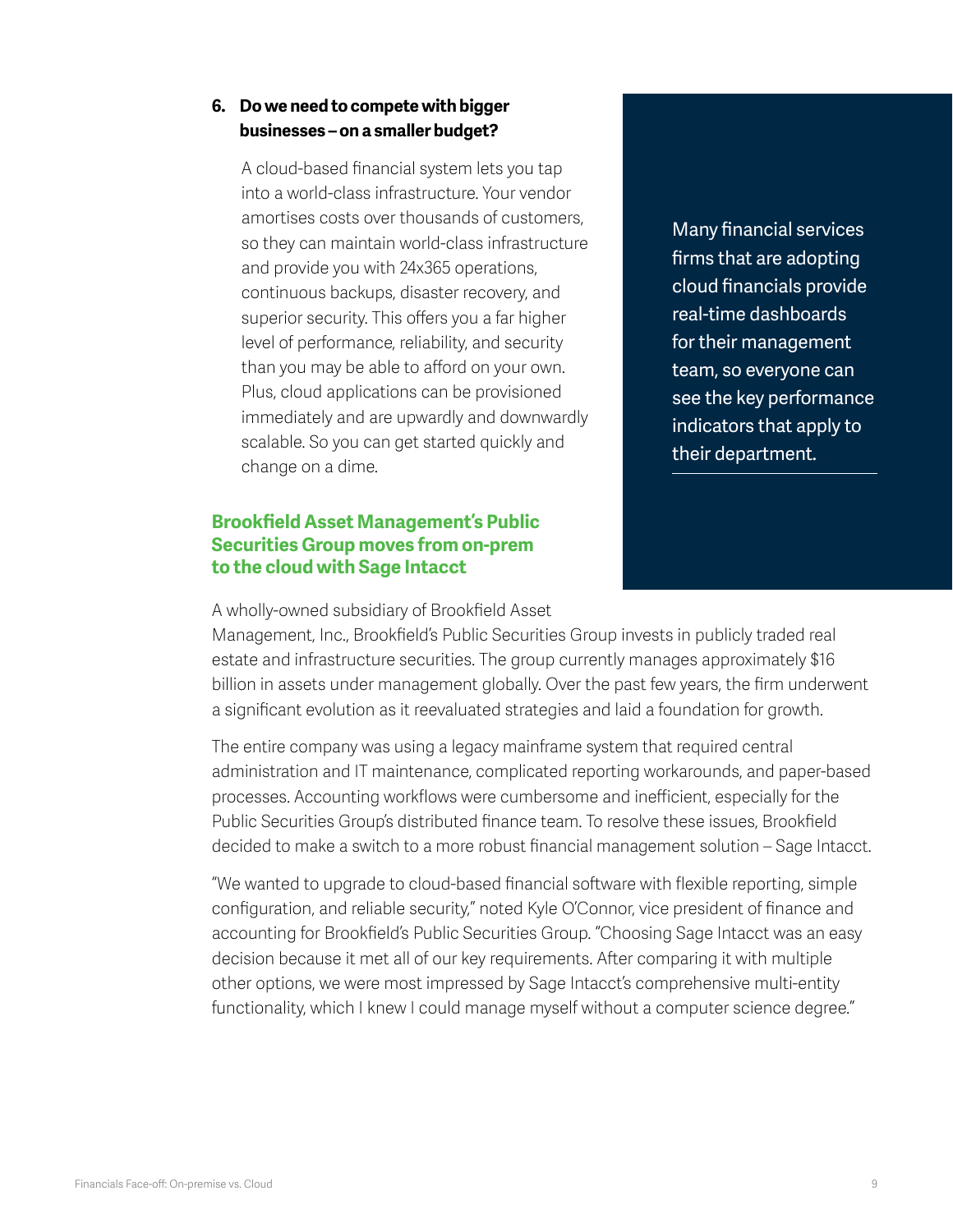### 6. Do we need to compete with bigger businesses – on a smaller budget?

A cloud-based financial system lets you tap into a world-class infrastructure. Your vendor amortises costs over thousands of customers, so they can maintain world-class infrastructure and provide you with 24x365 operations, continuous backups, disaster recovery, and superior security. This offers you a far higher level of performance, reliability, and security than you may be able to afford on your own. Plus, cloud applications can be provisioned immediately and are upwardly and downwardly scalable. So you can get started quickly and change on a dime.

> Many financial services firms that are adopting cloud financials provide real-time dashboards for their management team, so everyone can see the key performance indicators that apply to their department.

### Brookfield Asset Management's Public Securities Group moves from on-prem to the cloud with Sage Intacct

A wholly-owned subsidiary of Brookfield Asset Management, Inc., Brookfield's Public Securities Group invests in publicly traded real estate and infrastructure securities. The group currently manages approximately $16 billion in assets under management globally. Over the past few years, the firm underwent a significant evolution as it reevaluated strategies and laid a foundation for growth.

The entire company was using a legacy mainframe system that required central administration and IT maintenance, complicated reporting workarounds, and paper-based processes. Accounting workflows were cumbersome and inefficient, especially for the Public Securities Group's distributed finance team. To resolve these issues, Brookfield decided to make a switch to a more robust financial management solution – Sage Intacct.

"We wanted to upgrade to cloud-based financial software with flexible reporting, simple configuration, and reliable security," noted Kyle O'Connor, vice president of finance and accounting for Brookfield's Public Securities Group. "Choosing Sage Intacct was an easy decision because it met all of our key requirements. After comparing it with multiple other options, we were most impressed by Sage Intacct's comprehensive multi-entity functionality, which I knew I could manage myself without a computer science degree."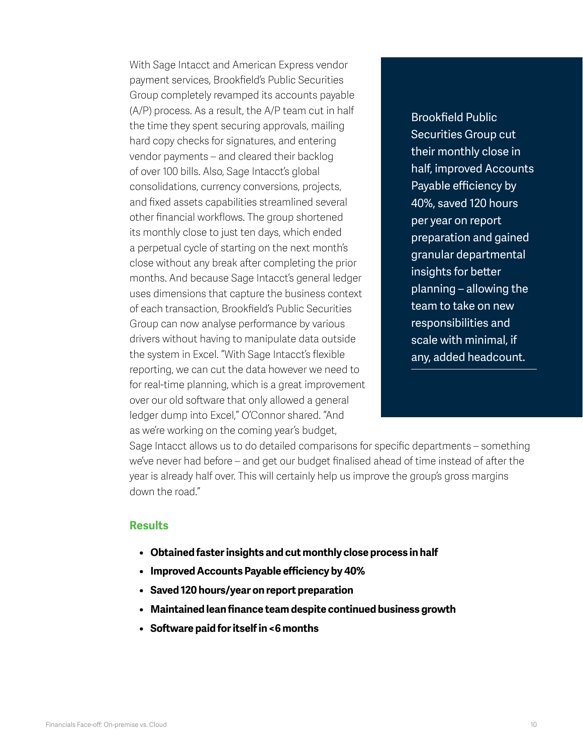With Sage Intacct and American Express vendor payment services, Brookfield's Public Securities Group completely revamped its accounts payable (A/P) process. As a result, the A/P team cut in half the time they spent securing approvals, mailing hard copy checks for signatures, and entering vendor payments – and cleared their backlog of over 100 bills. Also, Sage Intacct's global consolidations, currency conversions, projects, and fixed assets capabilities streamlined several other financial workflows. The group shortened its monthly close to just ten days, which ended a perpetual cycle of starting on the next month's close without any break after completing the prior months. And because Sage Intacct's general ledger uses dimensions that capture the business context of each transaction, Brookfield's Public Securities Group can now analyse performance by various drivers without having to manipulate data outside the system in Excel. "With Sage Intacct's flexible reporting, we can cut the data however we need to for real-time planning, which is a great improvement over our old software that only allowed a general ledger dump into Excel," O'Connor shared. "And as we're working on the coming year's budget, Sage Intacct allows us to do detailed comparisons for specific departments – something we've never had before – and get our budget finalised ahead of time instead of after the year is already half over. This will certainly help us improve the group's gross margins down the road."

> Brookfield Public Securities Group cut their monthly close in half, improved Accounts Payable efficiency by 40%, saved 120 hours per year on report preparation and gained granular departmental insights for better planning – allowing the team to take on new responsibilities and scale with minimal, if any, added headcount.

## Results

- **Obtained faster insights and cut monthly close process in half**
- **Improved Accounts Payable efficiency by 40%**
- **Saved 120 hours/year on report preparation**
- **Maintained lean finance team despite continued business growth**
- **Software paid for itself in <6 months**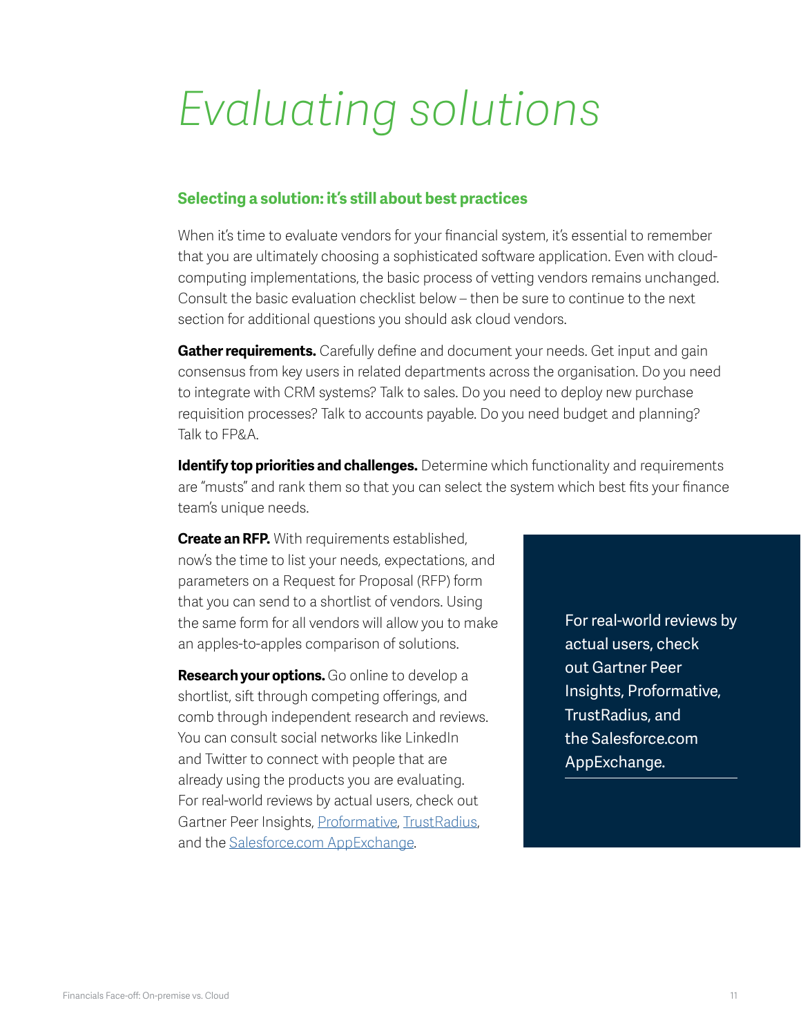# Evaluating solutions

## Selecting a solution: it's still about best practices

When it's time to evaluate vendors for your financial system, it's essential to remember that you are ultimately choosing a sophisticated software application. Even with cloud-computing implementations, the basic process of vetting vendors remains unchanged. Consult the basic evaluation checklist below – then be sure to continue to the next section for additional questions you should ask cloud vendors.

**Gather requirements.** Carefully define and document your needs. Get input and gain consensus from key users in related departments across the organisation. Do you need to integrate with CRM systems? Talk to sales. Do you need to deploy new purchase requisition processes? Talk to accounts payable. Do you need budget and planning? Talk to FP&A.

**Identify top priorities and challenges.** Determine which functionality and requirements are "musts" and rank them so that you can select the system which best fits your finance team's unique needs.

**Create an RFP.** With requirements established, now's the time to list your needs, expectations, and parameters on a Request for Proposal (RFP) form that you can send to a shortlist of vendors. Using the same form for all vendors will allow you to make an apples-to-apples comparison of solutions.

**Research your options.** Go online to develop a shortlist, sift through competing offerings, and comb through independent research and reviews. You can consult social networks like LinkedIn and Twitter to connect with people that are already using the products you are evaluating. For real-world reviews by actual users, check out Gartner Peer Insights, Proformative, TrustRadius, and the Salesforce.com AppExchange.

For real-world reviews by actual users, check out Gartner Peer Insights, Proformative, TrustRadius, and the Salesforce.com AppExchange.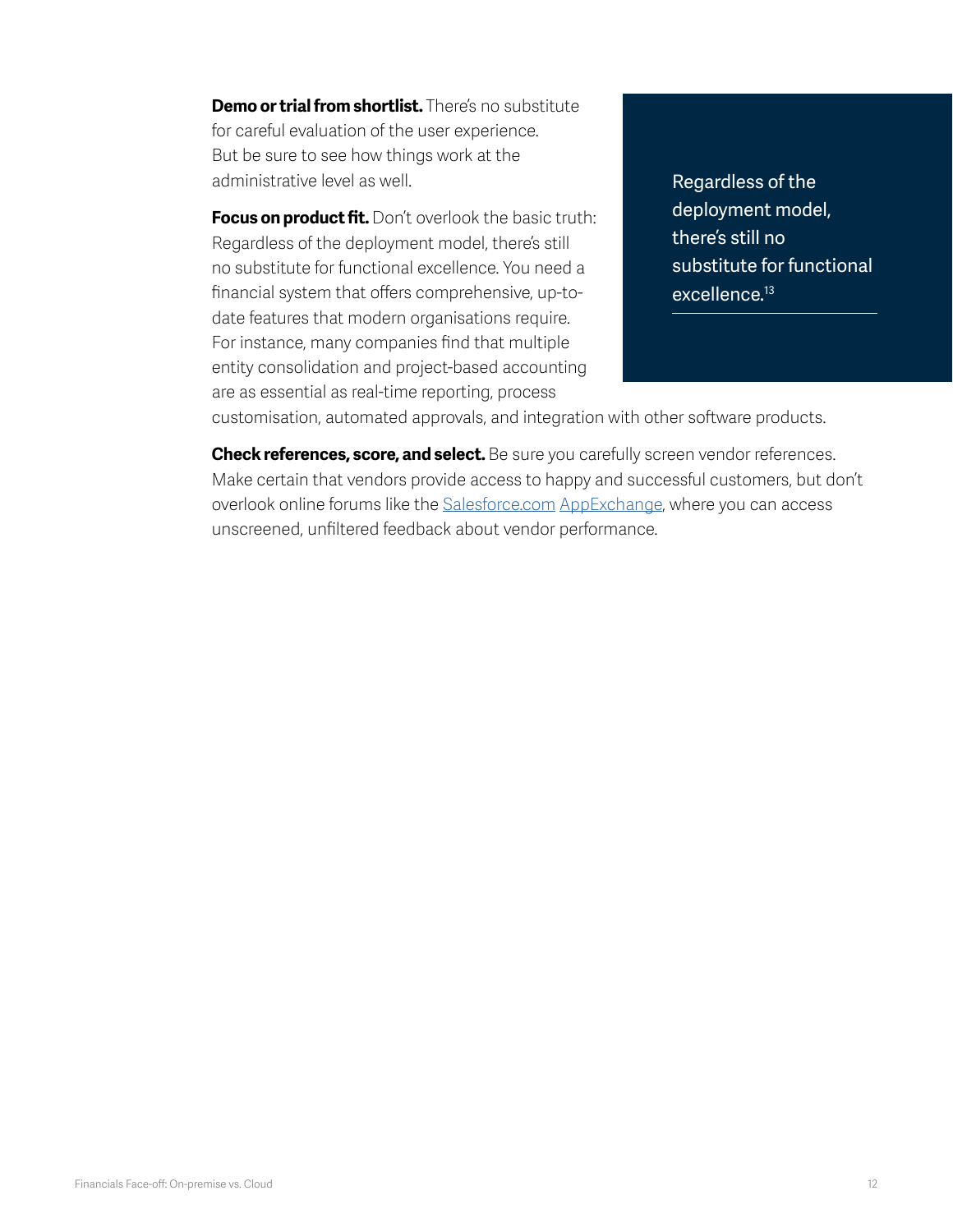**Demo or trial from shortlist.** There's no substitute for careful evaluation of the user experience. But be sure to see how things work at the administrative level as well.

**Focus on product fit.** Don't overlook the basic truth: Regardless of the deployment model, there's still no substitute for functional excellence. You need a financial system that offers comprehensive, up-to-date features that modern organisations require. For instance, many companies find that multiple entity consolidation and project-based accounting are as essential as real-time reporting, process customisation, automated approvals, and integration with other software products.

> Regardless of the deployment model, there's still no substitute for functional excellence.[13]

**Check references, score, and select.** Be sure you carefully screen vendor references. Make certain that vendors provide access to happy and successful customers, but don't overlook online forums like the Salesforce.com AppExchange, where you can access unscreened, unfiltered feedback about vendor performance.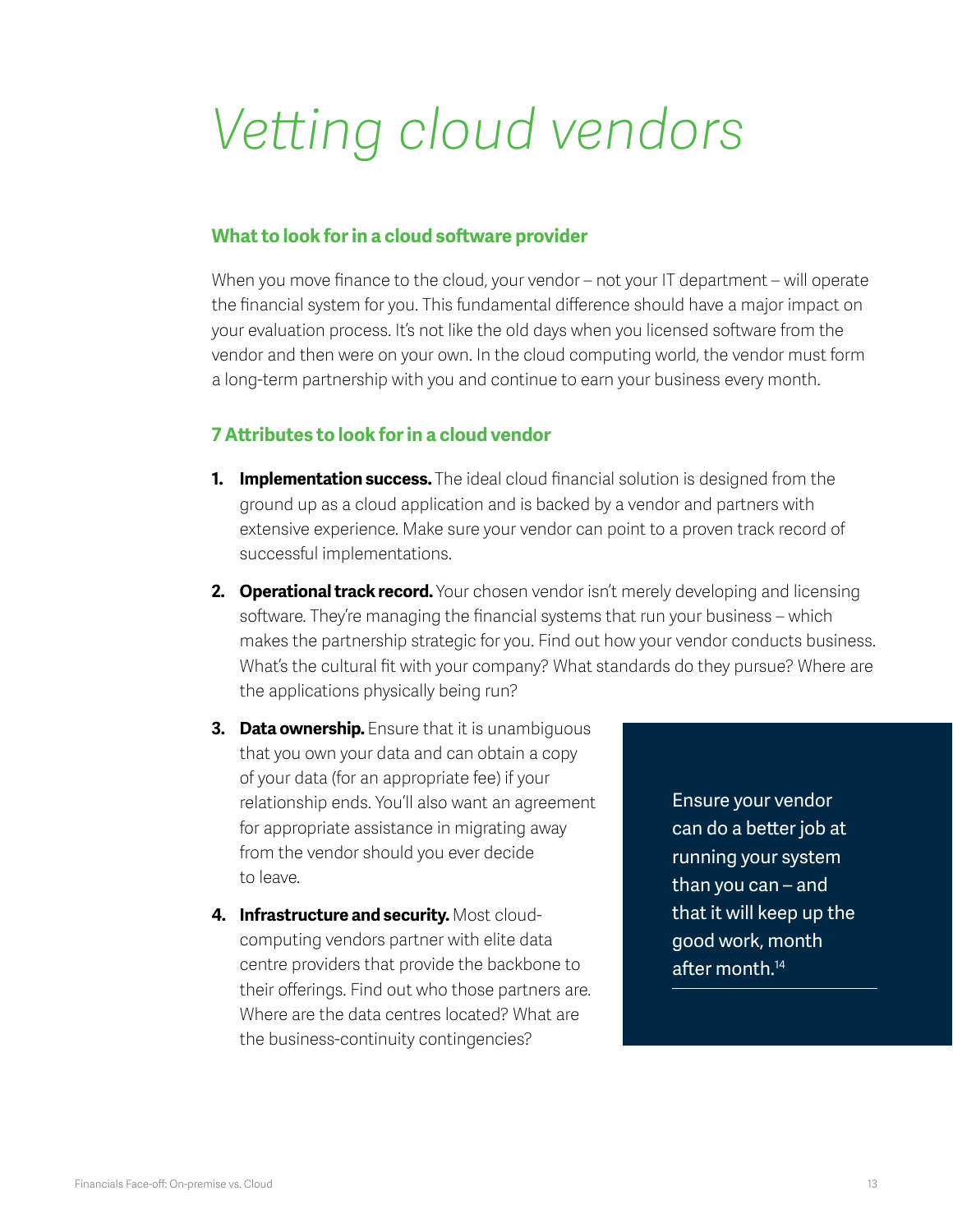# *Vetting cloud vendors*

## What to look for in a cloud software provider

When you move finance to the cloud, your vendor – not your IT department – will operate the financial system for you. This fundamental difference should have a major impact on your evaluation process. It's not like the old days when you licensed software from the vendor and then were on your own. In the cloud computing world, the vendor must form a long-term partnership with you and continue to earn your business every month.

## 7 Attributes to look for in a cloud vendor

1. **Implementation success.** The ideal cloud financial solution is designed from the ground up as a cloud application and is backed by a vendor and partners with extensive experience. Make sure your vendor can point to a proven track record of successful implementations.
2. **Operational track record.** Your chosen vendor isn't merely developing and licensing software. They're managing the financial systems that run your business – which makes the partnership strategic for you. Find out how your vendor conducts business. What's the cultural fit with your company? What standards do they pursue? Where are the applications physically being run?
3. **Data ownership.** Ensure that it is unambiguous that you own your data and can obtain a copy of your data (for an appropriate fee) if your relationship ends. You'll also want an agreement for appropriate assistance in migrating away from the vendor should you ever decide to leave.
4. **Infrastructure and security.** Most cloud-computing vendors partner with elite data centre providers that provide the backbone to their offerings. Find out who those partners are. Where are the data centres located? What are the business-continuity contingencies?

Ensure your vendor can do a better job at running your system than you can – and that it will keep up the good work, month after month.[14]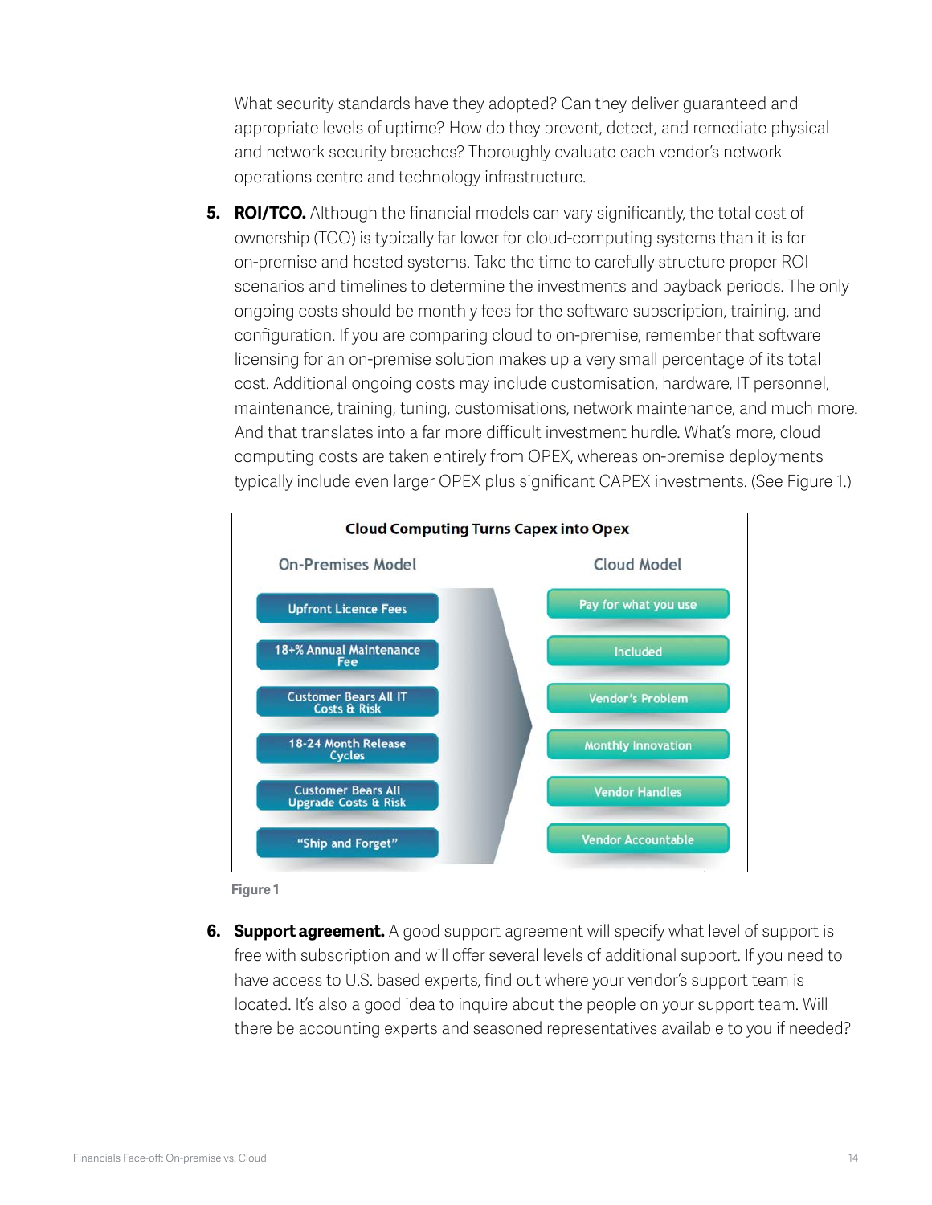What security standards have they adopted? Can they deliver guaranteed and appropriate levels of uptime? How do they prevent, detect, and remediate physical and network security breaches? Thoroughly evaluate each vendor's network operations centre and technology infrastructure.

5. **ROI/TCO.** Although the financial models can vary significantly, the total cost of ownership (TCO) is typically far lower for cloud-computing systems than it is for on-premise and hosted systems. Take the time to carefully structure proper ROI scenarios and timelines to determine the investments and payback periods. The only ongoing costs should be monthly fees for the software subscription, training, and configuration. If you are comparing cloud to on-premise, remember that software licensing for an on-premise solution makes up a very small percentage of its total cost. Additional ongoing costs may include customisation, hardware, IT personnel, maintenance, training, tuning, customisations, network maintenance, and much more. And that translates into a far more difficult investment hurdle. What's more, cloud computing costs are taken entirely from OPEX, whereas on-premise deployments typically include even larger OPEX plus significant CAPEX investments. (See Figure 1.)

**Cloud Computing Turns Capex into Opex**

| On-Premises Model | Cloud Model |
|---|---|
| Upfront Licence Fees | Pay for what you use |
| 18+% Annual Maintenance Fee | Included |
| Customer Bears All IT Costs & Risk | Vendor's Problem |
| 18-24 Month Release Cycles | Monthly Innovation |
| Customer Bears All Upgrade Costs & Risk | Vendor Handles |
| "Ship and Forget" | Vendor Accountable |

Figure 1

6. **Support agreement.** A good support agreement will specify what level of support is free with subscription and will offer several levels of additional support. If you need to have access to U.S. based experts, find out where your vendor's support team is located. It's also a good idea to inquire about the people on your support team. Will there be accounting experts and seasoned representatives available to you if needed?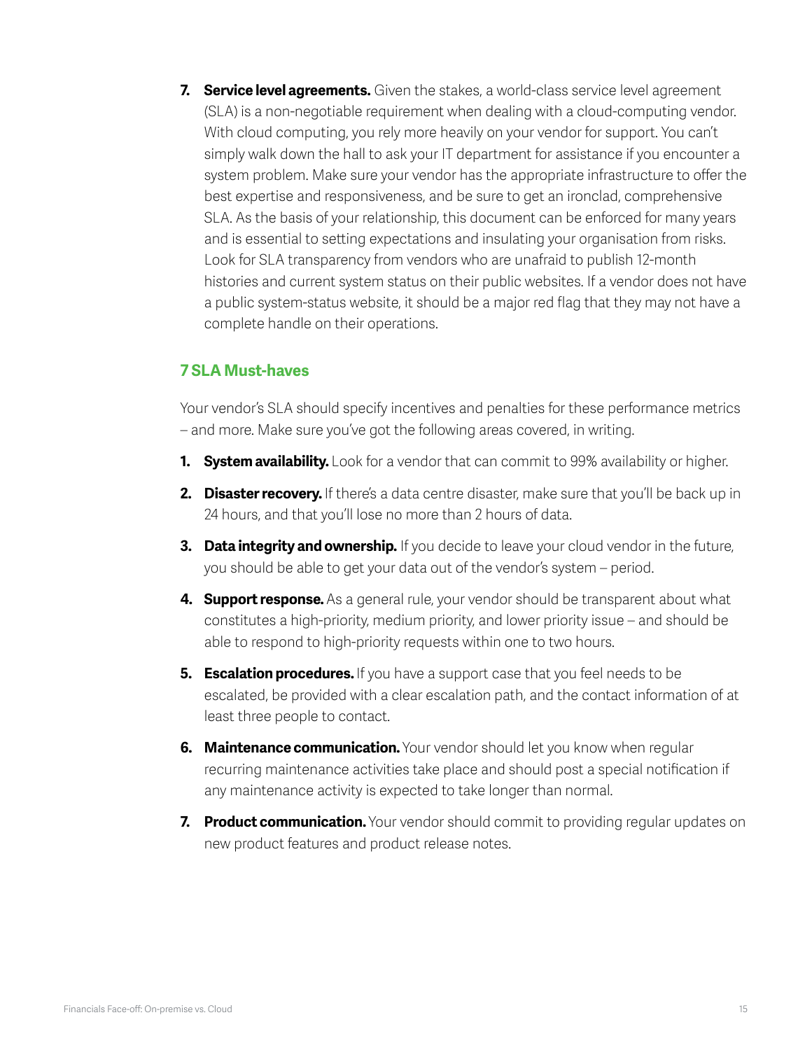7. **Service level agreements.** Given the stakes, a world-class service level agreement (SLA) is a non-negotiable requirement when dealing with a cloud-computing vendor. With cloud computing, you rely more heavily on your vendor for support. You can't simply walk down the hall to ask your IT department for assistance if you encounter a system problem. Make sure your vendor has the appropriate infrastructure to offer the best expertise and responsiveness, and be sure to get an ironclad, comprehensive SLA. As the basis of your relationship, this document can be enforced for many years and is essential to setting expectations and insulating your organisation from risks. Look for SLA transparency from vendors who are unafraid to publish 12-month histories and current system status on their public websites. If a vendor does not have a public system-status website, it should be a major red flag that they may not have a complete handle on their operations.

### 7 SLA Must-haves

Your vendor's SLA should specify incentives and penalties for these performance metrics – and more. Make sure you've got the following areas covered, in writing.

1. **System availability.** Look for a vendor that can commit to 99% availability or higher.
2. **Disaster recovery.** If there's a data centre disaster, make sure that you'll be back up in 24 hours, and that you'll lose no more than 2 hours of data.
3. **Data integrity and ownership.** If you decide to leave your cloud vendor in the future, you should be able to get your data out of the vendor's system – period.
4. **Support response.** As a general rule, your vendor should be transparent about what constitutes a high-priority, medium priority, and lower priority issue – and should be able to respond to high-priority requests within one to two hours.
5. **Escalation procedures.** If you have a support case that you feel needs to be escalated, be provided with a clear escalation path, and the contact information of at least three people to contact.
6. **Maintenance communication.** Your vendor should let you know when regular recurring maintenance activities take place and should post a special notification if any maintenance activity is expected to take longer than normal.
7. **Product communication.** Your vendor should commit to providing regular updates on new product features and product release notes.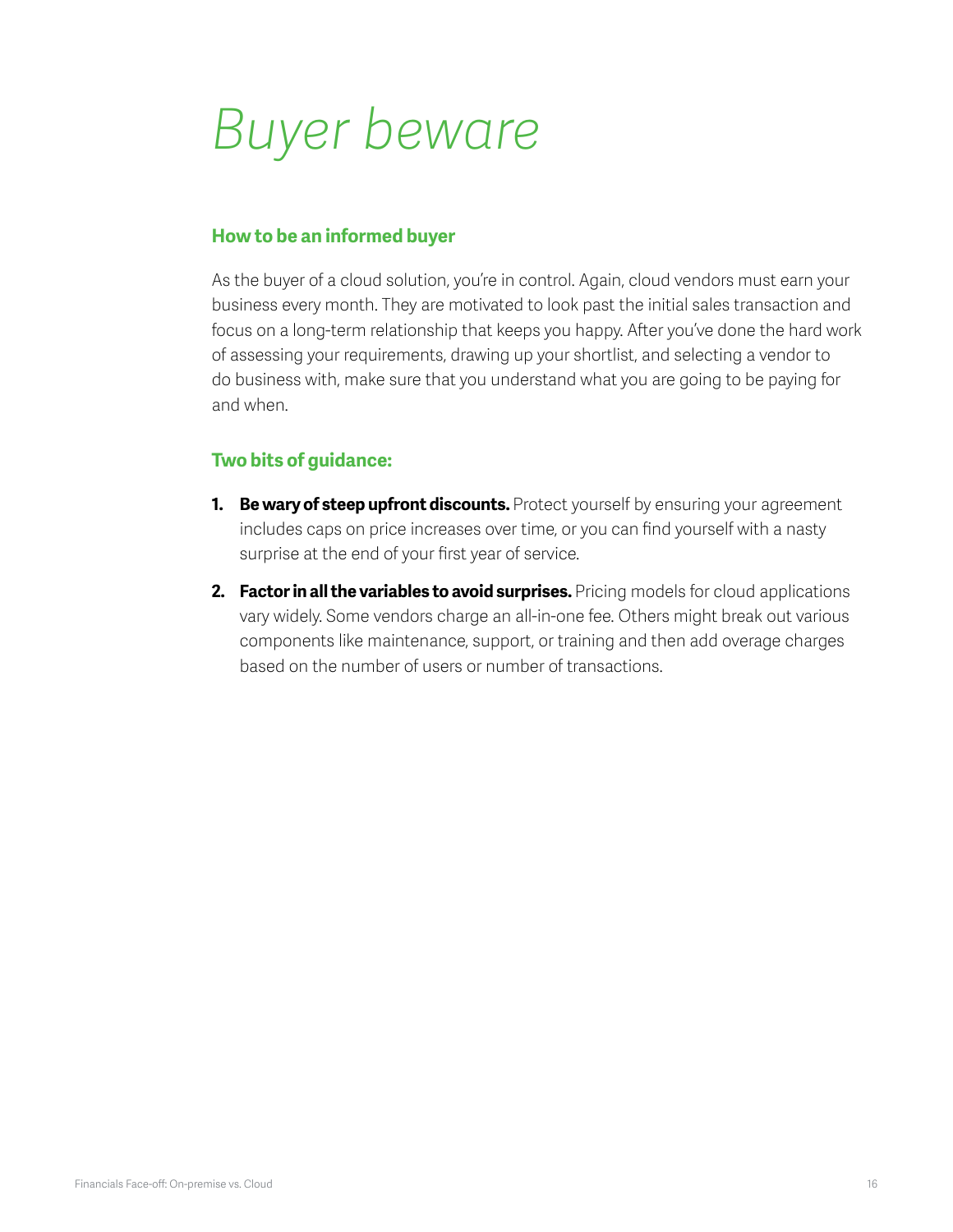# *Buyer beware*

### How to be an informed buyer

As the buyer of a cloud solution, you're in control. Again, cloud vendors must earn your business every month. They are motivated to look past the initial sales transaction and focus on a long-term relationship that keeps you happy. After you've done the hard work of assessing your requirements, drawing up your shortlist, and selecting a vendor to do business with, make sure that you understand what you are going to be paying for and when.

### Two bits of guidance:

1. **Be wary of steep upfront discounts.** Protect yourself by ensuring your agreement includes caps on price increases over time, or you can find yourself with a nasty surprise at the end of your first year of service.
2. **Factor in all the variables to avoid surprises.** Pricing models for cloud applications vary widely. Some vendors charge an all-in-one fee. Others might break out various components like maintenance, support, or training and then add overage charges based on the number of users or number of transactions.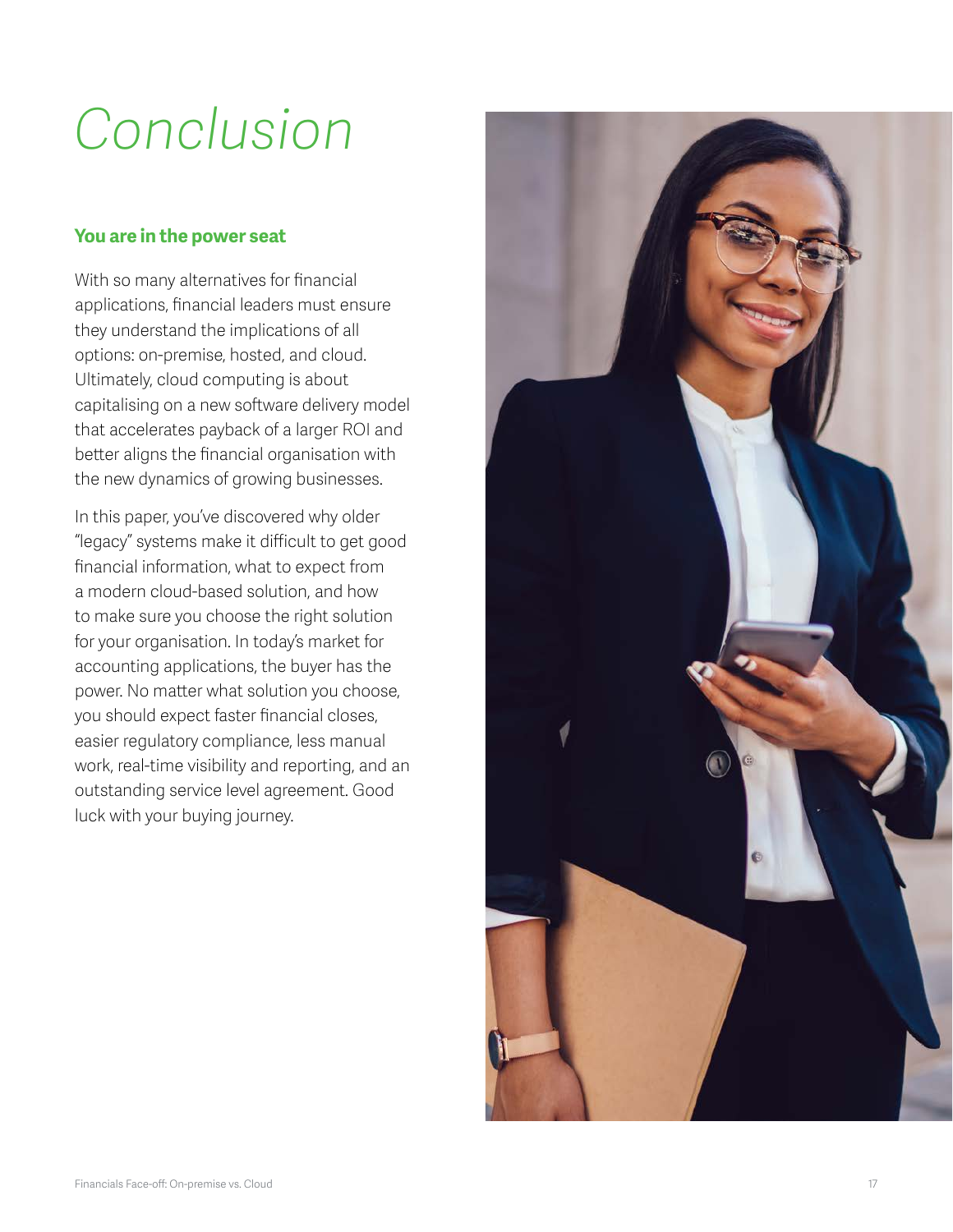# Conclusion

## You are in the power seat

With so many alternatives for financial applications, financial leaders must ensure they understand the implications of all options: on-premise, hosted, and cloud. Ultimately, cloud computing is about capitalising on a new software delivery model that accelerates payback of a larger ROI and better aligns the financial organisation with the new dynamics of growing businesses.

In this paper, you've discovered why older "legacy" systems make it difficult to get good financial information, what to expect from a modern cloud-based solution, and how to make sure you choose the right solution for your organisation. In today's market for accounting applications, the buyer has the power. No matter what solution you choose, you should expect faster financial closes, easier regulatory compliance, less manual work, real-time visibility and reporting, and an outstanding service level agreement. Good luck with your buying journey.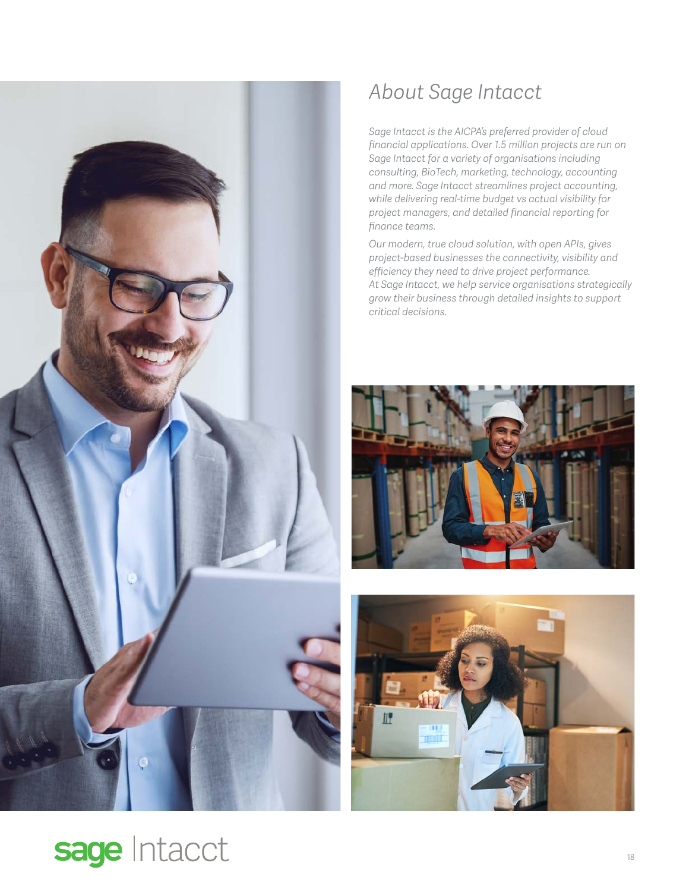# About Sage Intacct

*Sage Intacct is the AICPA's preferred provider of cloud financial applications. Over 1.5 million projects are run on Sage Intacct for a variety of organisations including consulting, BioTech, marketing, technology, accounting and more. Sage Intacct streamlines project accounting, while delivering real-time budget vs actual visibility for project managers, and detailed financial reporting for finance teams.*

*Our modern, true cloud solution, with open APIs, gives project-based businesses the connectivity, visibility and efficiency they need to drive project performance. At Sage Intacct, we help service organisations strategically grow their business through detailed insights to support critical decisions.*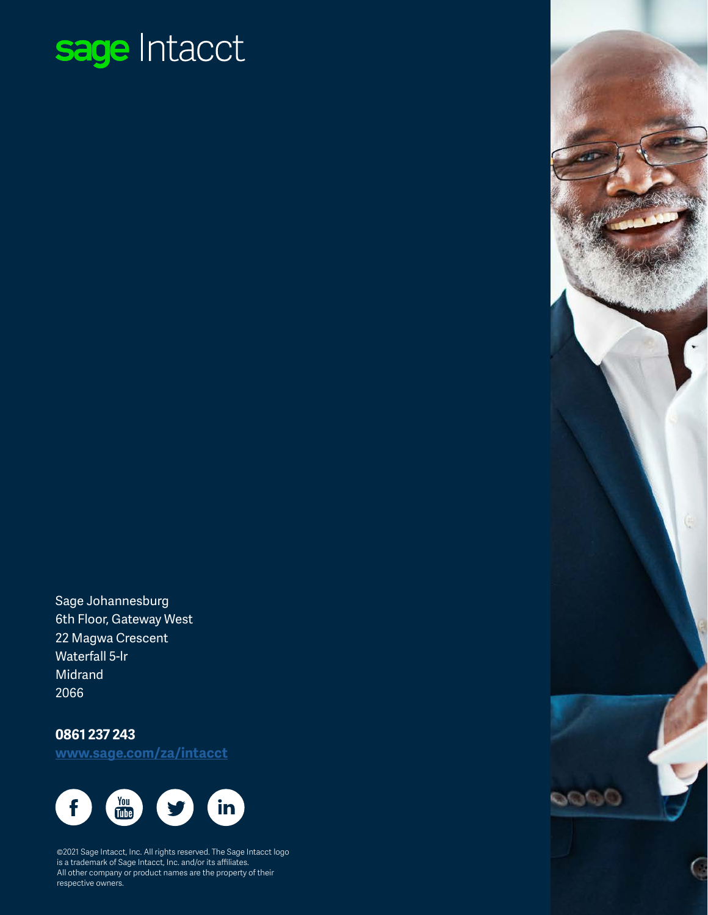sage Intacct

Sage Johannesburg
6th Floor, Gateway West
22 Magwa Crescent
Waterfall 5-lr
Midrand
2066

**0861 237 243**

www.sage.com/za/intacct

©2021 Sage Intacct, Inc. All rights reserved. The Sage Intacct logo is a trademark of Sage Intacct, Inc. and/or its affiliates. All other company or product names are the property of their respective owners.